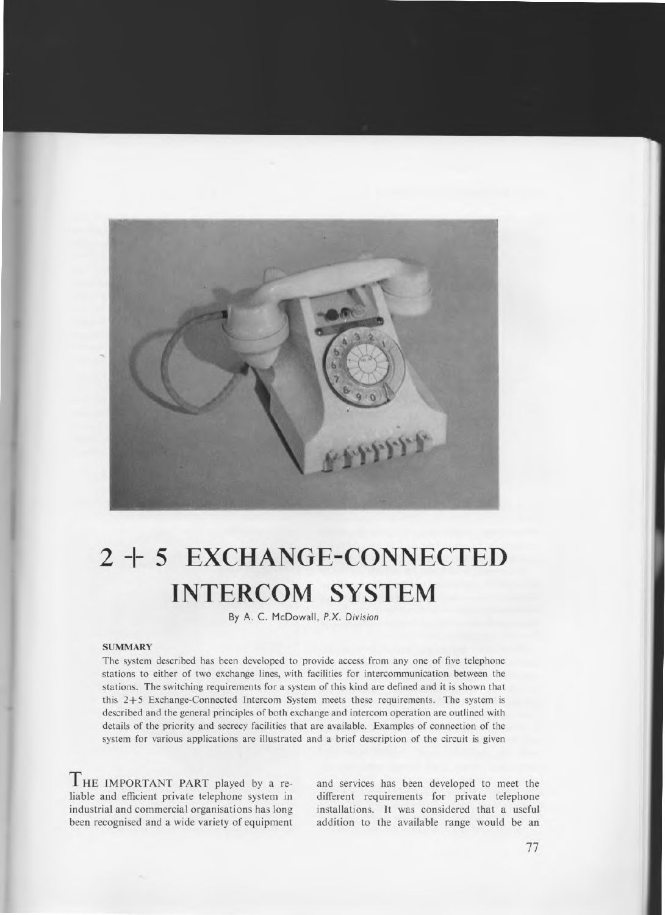# 2 + 5 EXCHANGE-CONNECTED INTERCOM SYSTEM

By A. C. McDowall, *P.X. Division*

**SUMMARY**

The system described has been developed to provide access from any one of five telephone stations to either of two exchange lines, with facilities for intercommunication between the stations. The switching requirements for a system of this kind are defined and it is shown that this 2+5 Exchange-Connected Intercom System meets these requirements. The system is described and the general principles of both exchange and intercom operation are outlined with details of the priority and secrecy facilities that are available. Examples of connection of the system for various applications are illustrated and a brief description of the circuit is given

THE IMPORTANT PART played by a reliable and efficient private telephone system in industrial and commercial organisations has long been recognised and a wide variety of equipment and services has been developed to meet the different requirements for private telephone installations. It was considered that a useful addition to the available range would be an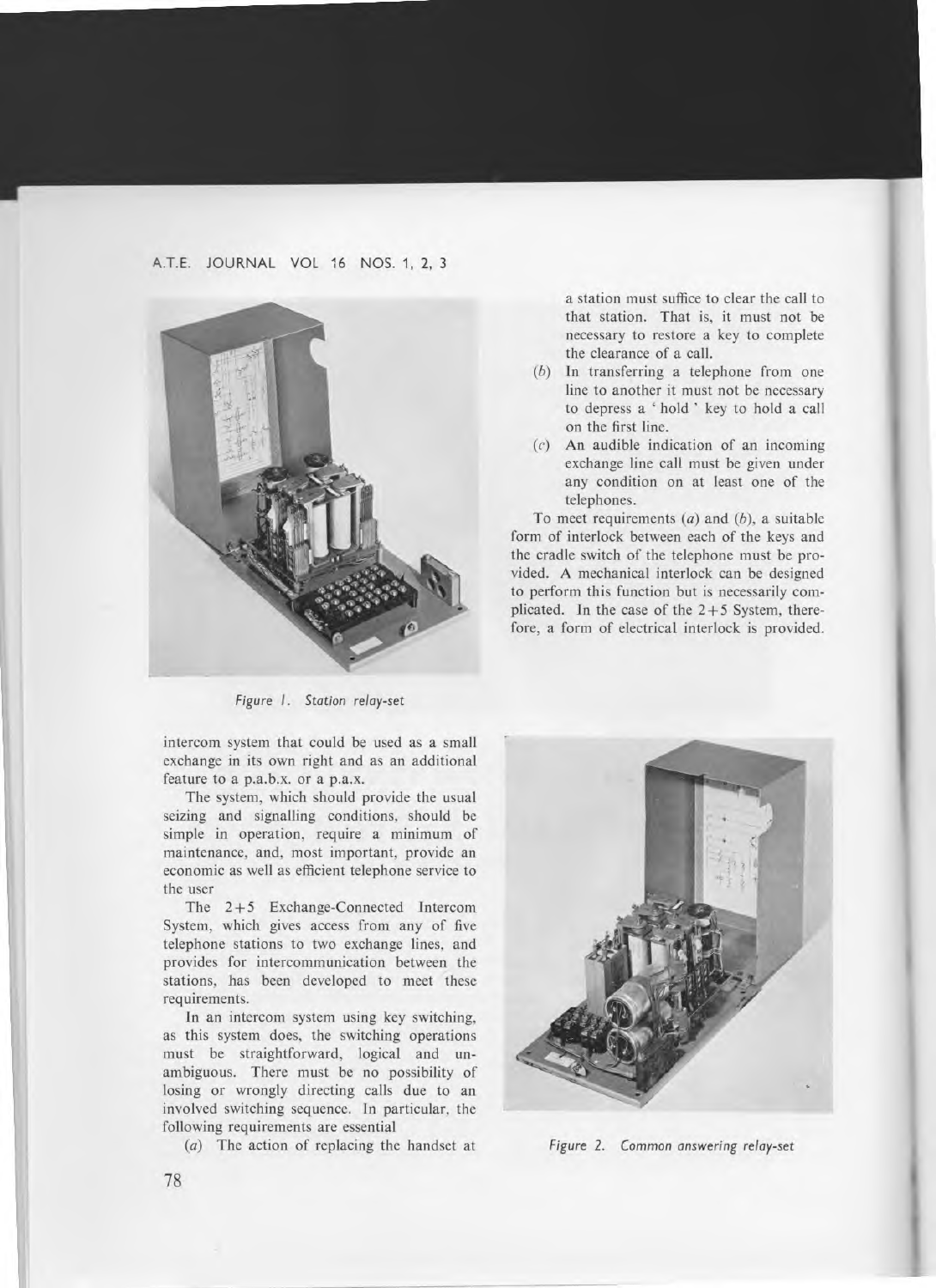Figure 1. Station relay-set

intercom system that could be used as a small exchange in its own right and as an additional feature to a p.a.b.x. or a p.a.x.

The system, which should provide the usual seizing and signalling conditions, should be simple in operation, require a minimum of maintenance, and, most important, provide an economic as well as efficient telephone service to the user

The 2+5 Exchange-Connected Intercom System, which gives access from any of five telephone stations to two exchange lines, and provides for intercommunication between the stations, has been developed to meet these requirements.

In an intercom system using key switching, as this system does, the switching operations must be straightforward, logical and unambiguous. There must be no possibility of losing or wrongly directing calls due to an involved switching sequence. In particular, the following requirements are essential

(*a*) The action of replacing the handset at a station must suffice to clear the call to that station. That is, it must not be necessary to restore a key to complete the clearance of a call.

(*b*) In transferring a telephone from one line to another it must not be necessary to depress a 'hold' key to hold a call on the first line.

(*c*) An audible indication of an incoming exchange line call must be given under any condition on at least one of the telephones.

To meet requirements (*a*) and (*b*), a suitable form of interlock between each of the keys and the cradle switch of the telephone must be provided. A mechanical interlock can be designed to perform this function but is necessarily complicated. In the case of the 2+5 System, therefore, a form of electrical interlock is provided.

Figure 2. Common answering relay-set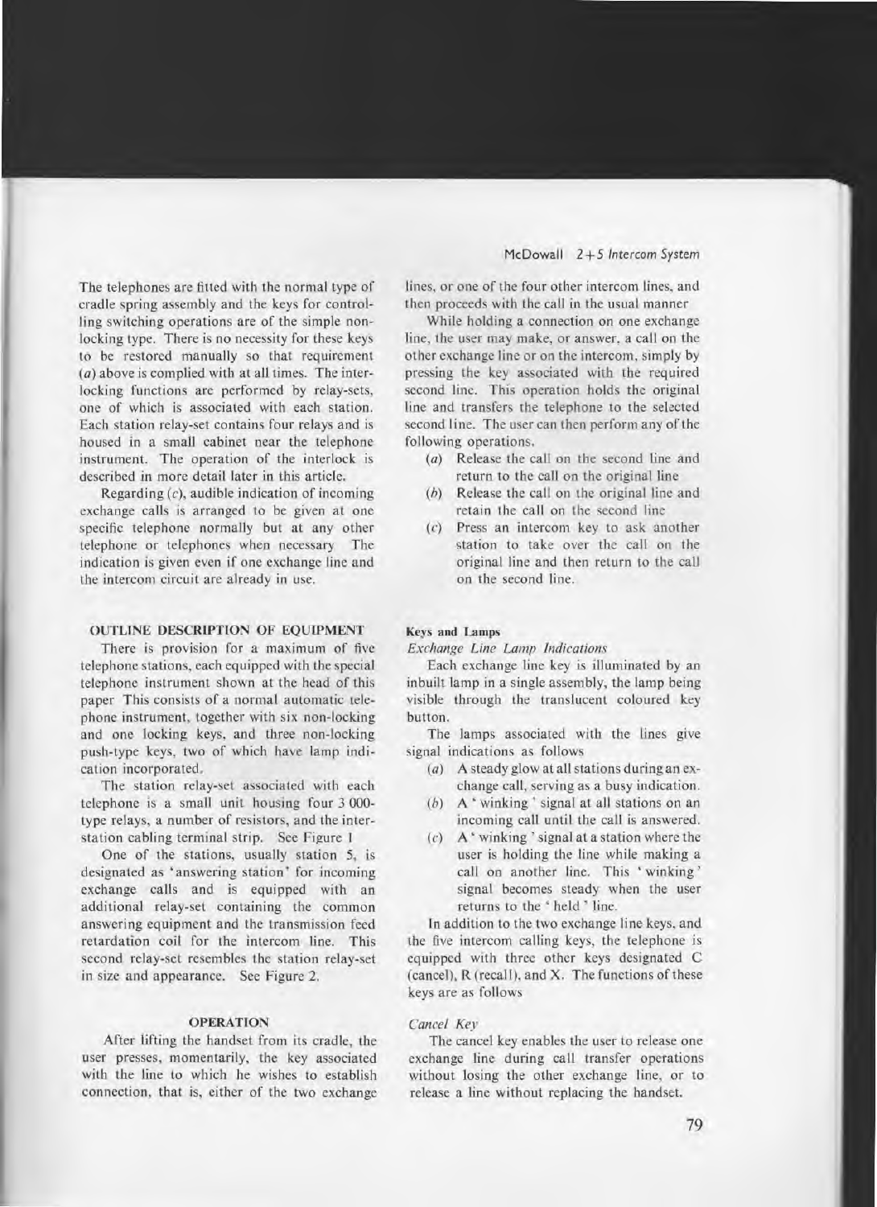The telephones are fitted with the normal type of cradle spring assembly and the keys for controlling switching operations are of the simple non-locking type. There is no necessity for these keys to be restored manually so that requirement (*a*) above is complied with at all times. The interlocking functions are performed by relay-sets, one of which is associated with each station. Each station relay-set contains four relays and is housed in a small cabinet near the telephone instrument. The operation of the interlock is described in more detail later in this article.

Regarding (*c*), audible indication of incoming exchange calls is arranged to be given at one specific telephone normally but at any other telephone or telephones when necessary. The indication is given even if one exchange line and the intercom circuit are already in use.

## OUTLINE DESCRIPTION OF EQUIPMENT

There is provision for a maximum of five telephone stations, each equipped with the special telephone instrument shown at the head of this paper. This consists of a normal automatic telephone instrument, together with six non-locking and one locking keys, and three non-locking push-type keys, two of which have lamp indication incorporated.

The station relay-set associated with each telephone is a small unit housing four 3 000-type relays, a number of resistors, and the inter-station cabling terminal strip. See Figure 1.

One of the stations, usually station 5, is designated as 'answering station' for incoming exchange calls and is equipped with an additional relay-set containing the common answering equipment and the transmission feed retardation coil for the intercom line. This second relay-set resembles the station relay-set in size and appearance. See Figure 2.

## OPERATION

After lifting the handset from its cradle, the user presses, momentarily, the key associated with the line to which he wishes to establish connection, that is, either of the two exchange lines, or one of the four other intercom lines, and then proceeds with the call in the usual manner.

While holding a connection on one exchange line, the user may make, or answer, a call on the other exchange line or on the intercom, simply by pressing the key associated with the required second line. This operation holds the original line and transfers the telephone to the selected second line. The user can then perform any of the following operations.

- (*a*) Release the call on the second line and return to the call on the original line
- (*b*) Release the call on the original line and retain the call on the second line
- (*c*) Press an intercom key to ask another station to take over the call on the original line and then return to the call on the second line.

### Keys and Lamps

#### *Exchange Line Lamp Indications*

Each exchange line key is illuminated by an inbuilt lamp in a single assembly, the lamp being visible through the translucent coloured key button.

The lamps associated with the lines give signal indications as follows

- (*a*) A steady glow at all stations during an exchange call, serving as a busy indication.
- (*b*) A 'winking' signal at all stations on an incoming call until the call is answered.
- (*c*) A 'winking' signal at a station where the user is holding the line while making a call on another line. This 'winking' signal becomes steady when the user returns to the 'held' line.

In addition to the two exchange line keys, and the five intercom calling keys, the telephone is equipped with three other keys designated C (cancel), R (recall), and X. The functions of these keys are as follows

#### *Cancel Key*

The cancel key enables the user to release one exchange line during call transfer operations without losing the other exchange line, or to release a line without replacing the handset.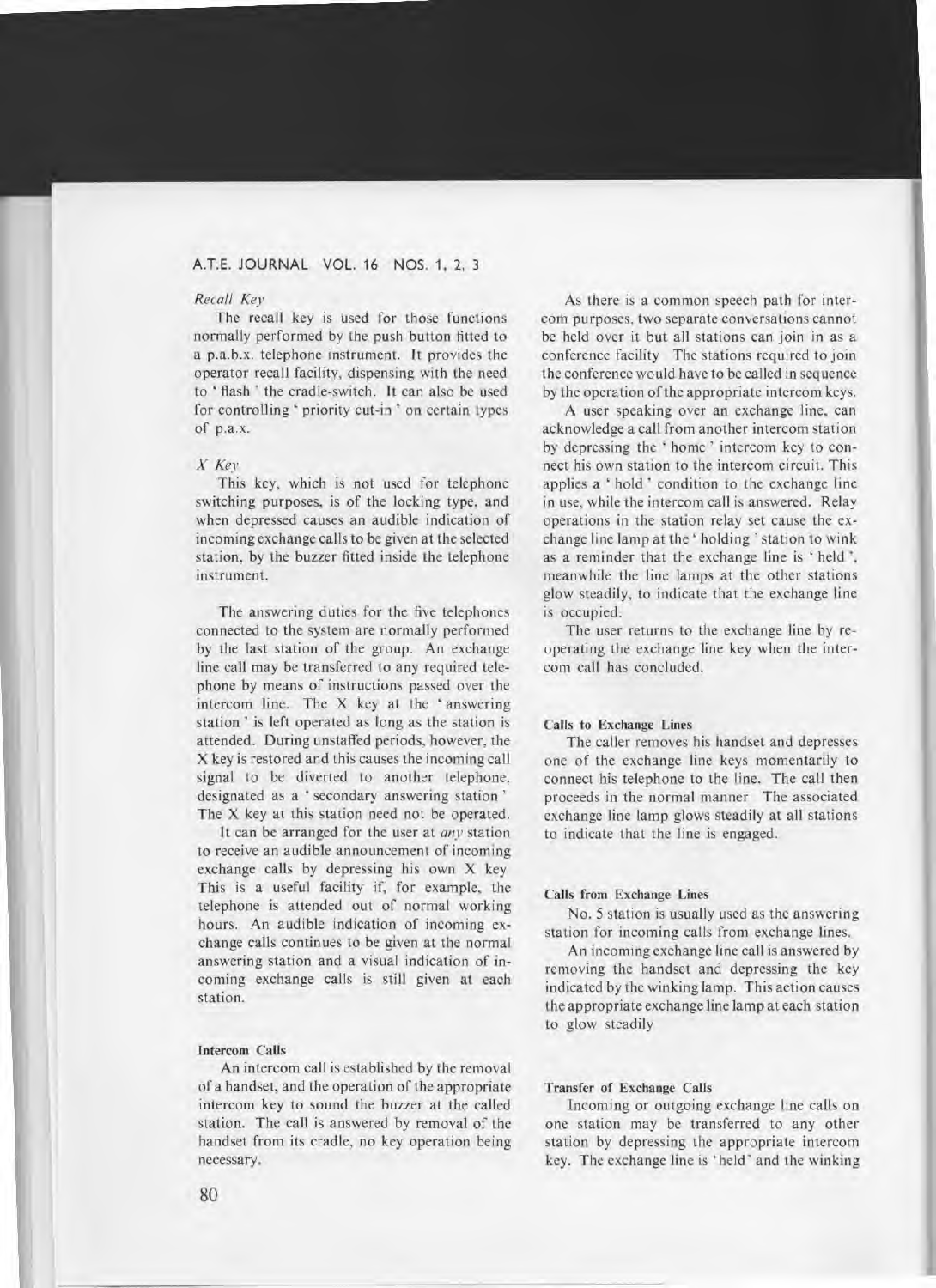*Recall Key*

The recall key is used for those functions normally performed by the push button fitted to a p.a.b.x. telephone instrument. It provides the operator recall facility, dispensing with the need to 'flash' the cradle-switch. It can also be used for controlling 'priority cut-in' on certain types of p.a.x.

*X Key*

This key, which is not used for telephone switching purposes, is of the locking type, and when depressed causes an audible indication of incoming exchange calls to be given at the selected station, by the buzzer fitted inside the telephone instrument.

The answering duties for the five telephones connected to the system are normally performed by the last station of the group. An exchange line call may be transferred to any required telephone by means of instructions passed over the intercom line. The X key at the 'answering station' is left operated as long as the station is attended. During unstaffed periods, however, the X key is restored and this causes the incoming call signal to be diverted to another telephone, designated as a 'secondary answering station'. The X key at this station need not be operated.

It can be arranged for the user at *any* station to receive an audible announcement of incoming exchange calls by depressing his own X key. This is a useful facility if, for example, the telephone is attended out of normal working hours. An audible indication of incoming exchange calls continues to be given at the normal answering station and a visual indication of incoming exchange calls is still given at each station.

#### Intercom Calls

An intercom call is established by the removal of a handset, and the operation of the appropriate intercom key to sound the buzzer at the called station. The call is answered by removal of the handset from its cradle, no key operation being necessary.

As there is a common speech path for intercom purposes, two separate conversations cannot be held over it but all stations can join in as a conference facility. The stations required to join the conference would have to be called in sequence by the operation of the appropriate intercom keys.

A user speaking over an exchange line, can acknowledge a call from another intercom station by depressing the 'home' intercom key to connect his own station to the intercom circuit. This applies a 'hold' condition to the exchange line in use, while the intercom call is answered. Relay operations in the station relay set cause the exchange line lamp at the 'holding' station to wink as a reminder that the exchange line is 'held', meanwhile the line lamps at the other stations glow steadily, to indicate that the exchange line is occupied.

The user returns to the exchange line by re-operating the exchange line key when the intercom call has concluded.

#### Calls to Exchange Lines

The caller removes his handset and depresses one of the exchange line keys momentarily to connect his telephone to the line. The call then proceeds in the normal manner. The associated exchange line lamp glows steadily at all stations to indicate that the line is engaged.

#### Calls from Exchange Lines

No. 5 station is usually used as the answering station for incoming calls from exchange lines.

An incoming exchange line call is answered by removing the handset and depressing the key indicated by the winking lamp. This action causes the appropriate exchange line lamp at each station to glow steadily.

#### Transfer of Exchange Calls

Incoming or outgoing exchange line calls on one station may be transferred to any other station by depressing the appropriate intercom key. The exchange line is 'held' and the winking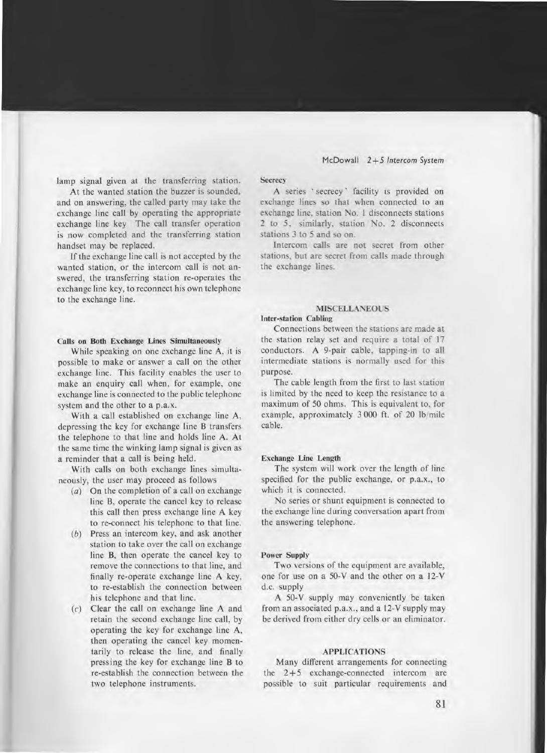lamp signal given at the transferring station.

At the wanted station the buzzer is sounded, and on answering, the called party may take the exchange line call by operating the appropriate exchange line key The call transfer operation is now completed and the transferring station handset may be replaced.

If the exchange line call is not accepted by the wanted station, or the intercom call is not answered, the transferring station re-operates the exchange line key, to reconnect his own telephone to the exchange line.

### Calls on Both Exchange Lines Simultaneously

While speaking on one exchange line A, it is possible to make or answer a call on the other exchange line. This facility enables the user to make an enquiry call when, for example, one exchange line is connected to the public telephone system and the other to a p.a.x.

With a call established on exchange line A, depressing the key for exchange line B transfers the telephone to that line and holds line A. At the same time the winking lamp signal is given as a reminder that a call is being held.

With calls on both exchange lines simultaneously, the user may proceed as follows

(*a*) On the completion of a call on exchange line B, operate the cancel key to release this call then press exchange line A key to re-connect his telephone to that line.

(*b*) Press an intercom key, and ask another station to take over the call on exchange line B, then operate the cancel key to remove the connections to that line, and finally re-operate exchange line A key, to re-establish the connection between his telephone and that line.

(*c*) Clear the call on exchange line A and retain the second exchange line call, by operating the key for exchange line A, then operating the cancel key momentarily to release the line, and finally pressing the key for exchange line B to re-establish the connection between the two telephone instruments.

### Secrecy

A series 'secrecy' facility is provided on exchange lines so that when connected to an exchange line, station No. 1 disconnects stations 2 to 5, similarly, station No. 2 disconnects stations 3 to 5 and so on.

Intercom calls are not secret from other stations, but are secret from calls made through the exchange lines.

## MISCELLANEOUS

### Inter-station Cabling

Connections between the stations are made at the station relay set and require a total of 17 conductors. A 9-pair cable, tapping-in to all intermediate stations is normally used for this purpose.

The cable length from the first to last station is limited by the need to keep the resistance to a maximum of 50 ohms. This is equivalent to, for example, approximately 3 000 ft. of 20 lb/mile cable.

### Exchange Line Length

The system will work over the length of line specified for the public exchange, or p.a.x., to which it is connected.

No series or shunt equipment is connected to the exchange line during conversation apart from the answering telephone.

### Power Supply

Two versions of the equipment are available, one for use on a 50-V and the other on a 12-V d.c. supply

A 50-V supply may conveniently be taken from an associated p.a.x., and a 12-V supply may be derived from either dry cells or an eliminator.

## APPLICATIONS

Many different arrangements for connecting the 2+5 exchange-connected intercom are possible to suit particular requirements and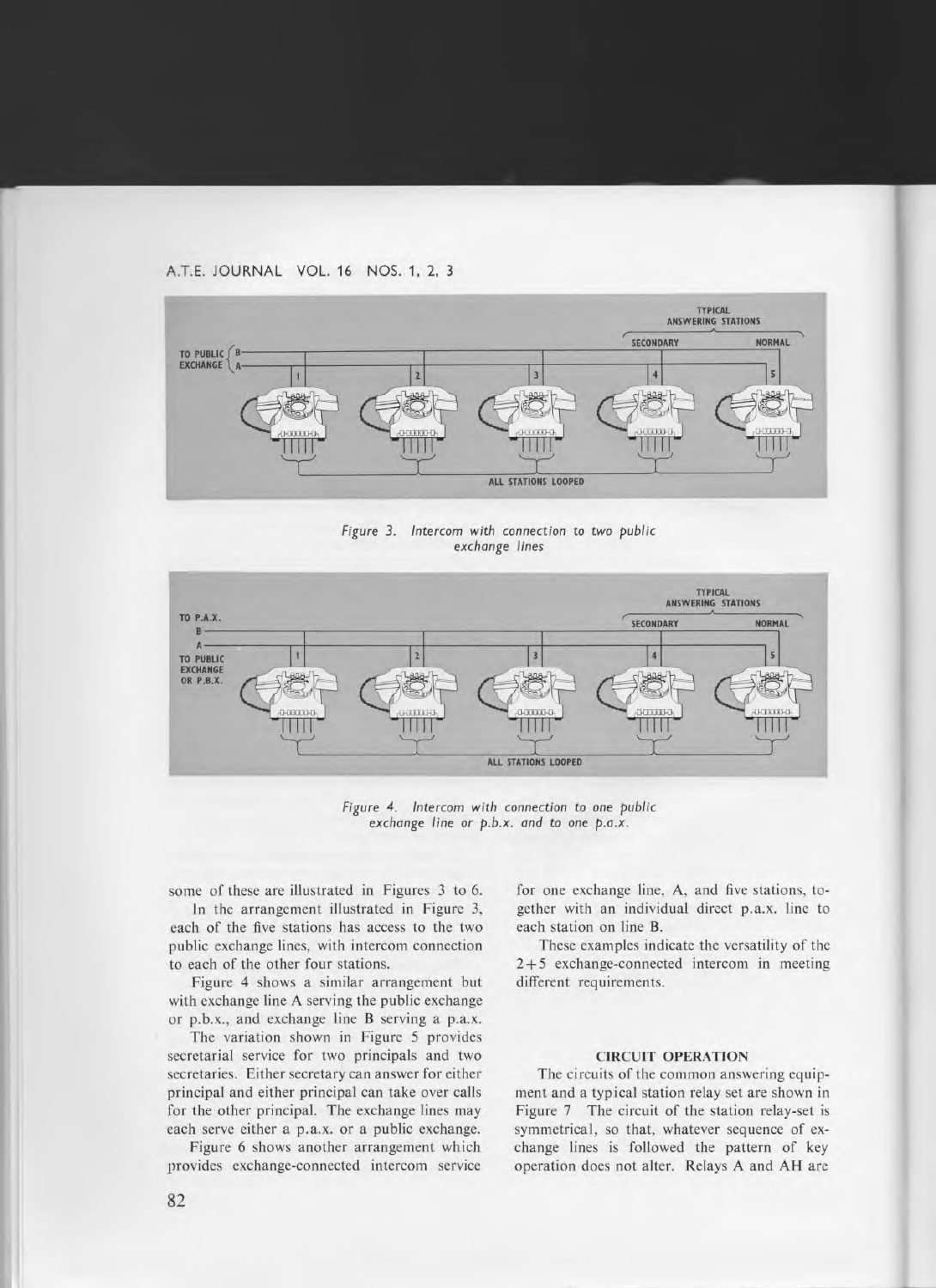Figure 3. Intercom with connection to two public exchange lines

Figure 4. Intercom with connection to one public exchange line or p.b.x. and to one p.a.x.

some of these are illustrated in Figures 3 to 6.

In the arrangement illustrated in Figure 3, each of the five stations has access to the two public exchange lines, with intercom connection to each of the other four stations.

Figure 4 shows a similar arrangement but with exchange line A serving the public exchange or p.b.x., and exchange line B serving a p.a.x.

The variation shown in Figure 5 provides secretarial service for two principals and two secretaries. Either secretary can answer for either principal and either principal can take over calls for the other principal. The exchange lines may each serve either a p.a.x. or a public exchange.

Figure 6 shows another arrangement which provides exchange-connected intercom service for one exchange line, A, and five stations, together with an individual direct p.a.x. line to each station on line B.

These examples indicate the versatility of the 2+5 exchange-connected intercom in meeting different requirements.

## CIRCUIT OPERATION

The circuits of the common answering equipment and a typical station relay set are shown in Figure 7 The circuit of the station relay-set is symmetrical, so that, whatever sequence of exchange lines is followed the pattern of key operation does not alter. Relays A and AH are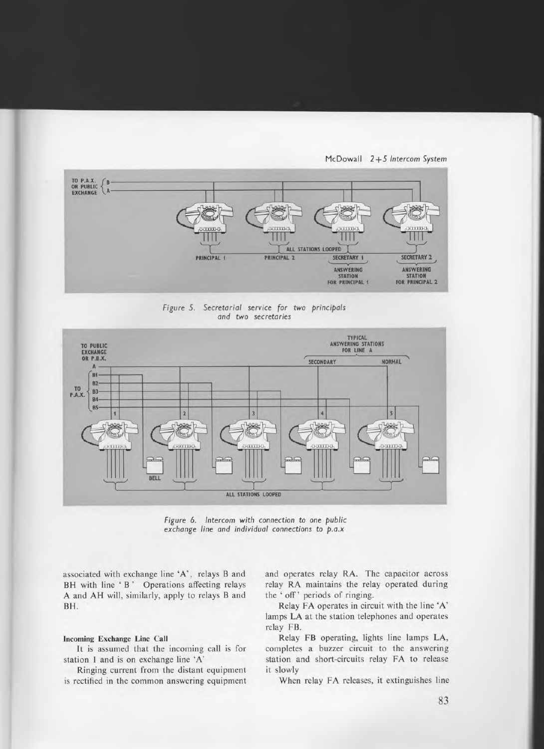Figure 5. Secretarial service for two principals and two secretaries

Figure 6. Intercom with connection to one public exchange line and individual connections to p.a.x

associated with exchange line 'A', relays B and BH with line 'B' Operations affecting relays A and AH will, similarly, apply to relays B and BH.

**Incoming Exchange Line Call**

It is assumed that the incoming call is for station 1 and is on exchange line 'A'

Ringing current from the distant equipment is rectified in the common answering equipment and operates relay RA. The capacitor across relay RA maintains the relay operated during the 'off' periods of ringing.

Relay FA operates in circuit with the line 'A' lamps LA at the station telephones and operates relay FB.

Relay FB operating, lights line lamps LA, completes a buzzer circuit to the answering station and short-circuits relay FA to release it slowly

When relay FA releases, it extinguishes line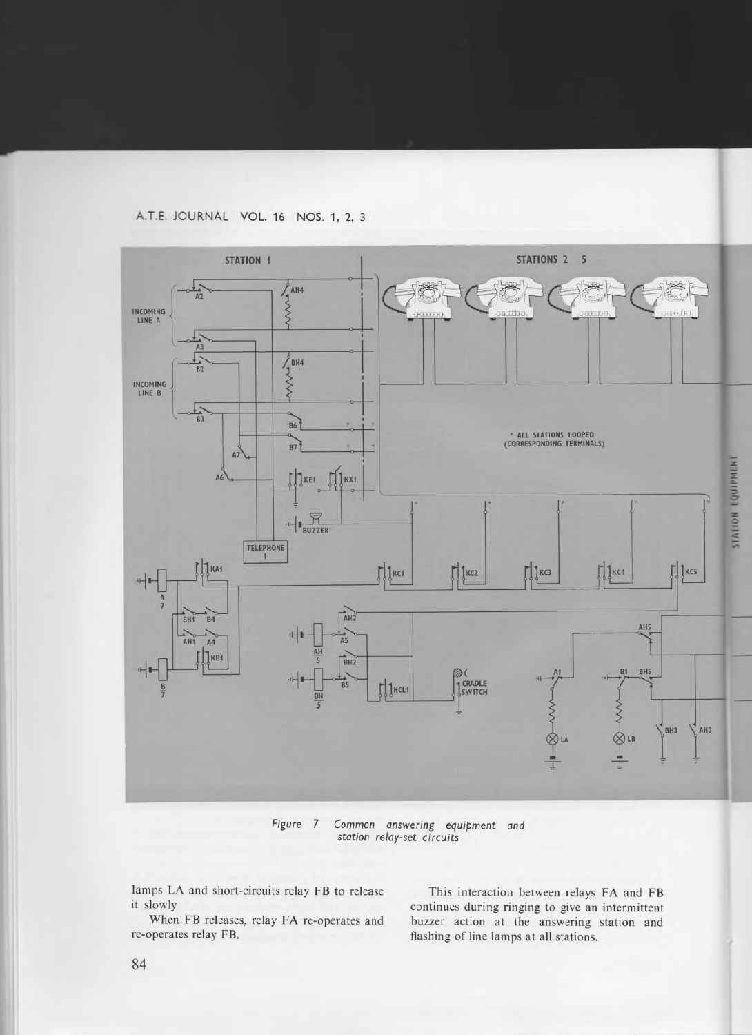Figure 7 Common answering equipment and station relay-set circuits

lamps LA and short-circuits relay FB to release it slowly

When FB releases, relay FA re-operates and re-operates relay FB.

This interaction between relays FA and FB continues during ringing to give an intermittent buzzer action at the answering station and flashing of line lamps at all stations.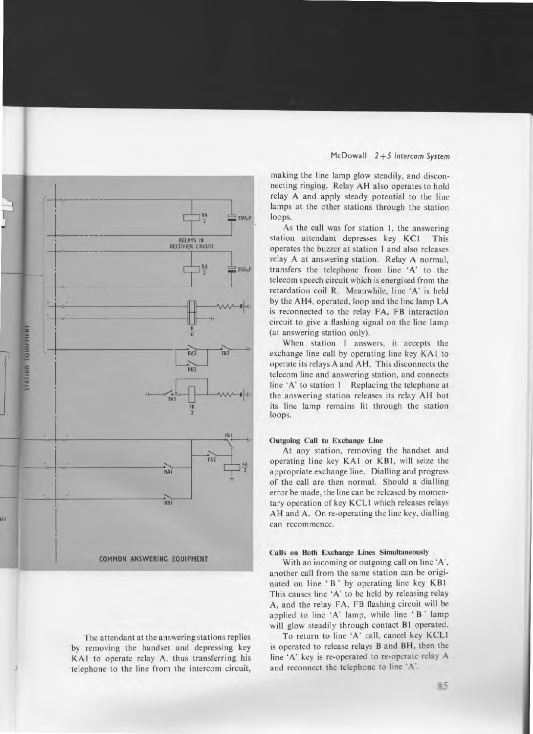RA 2

250μF

RELAYS IN RECTIFIER CIRCUIT

RB 2

250μF

R 0

RA2

FB2

RB2

FA1

FB 2

FB1

FA2

FA 2

RA1

RB1

STATION EQUIPMENT

COMMON ANSWERING EQUIPMENT

The attendant at the answering stations replies by removing the handset and depressing key KA1 to operate relay A, thus transferring his telephone to the line from the intercom circuit, making the line lamp glow steadily, and disconnecting ringing. Relay AH also operates to hold relay A and apply steady potential to the line lamps at the other stations through the station loops.

As the call was for station 1, the answering station attendant depresses key KC1 This operates the buzzer at station 1 and also releases relay A at answering station. Relay A normal, transfers the telephone from line 'A' to the telecom speech circuit which is energised from the retardation coil R. Meanwhile, line 'A' is held by the AH4, operated, loop and the line lamp LA is reconnected to the relay FA, FB interaction circuit to give a flashing signal on the line lamp (at answering station only).

When station 1 answers, it accepts the exchange line call by operating line key KA1 to operate its relays A and AH. This disconnects the telecom line and answering station, and connects line 'A' to station 1 Replacing the telephone at the answering station releases its relay AH but its line lamp remains lit through the station loops.

**Outgoing Call to Exchange Line**

At any station, removing the handset and operating line key KA1 or KB1, will seize the appropriate exchange line. Dialling and progress of the call are then normal. Should a dialling error be made, the line can be released by momentary operation of key KCL1 which releases relays AH and A. On re-operating the line key, dialling can recommence.

**Calls on Both Exchange Lines Simultaneously**

With an incoming or outgoing call on line 'A', another call from the same station can be originated on line 'B' by operating line key KB1 This causes line 'A' to be held by releasing relay A, and the relay FA, FB flashing circuit will be applied to line 'A' lamp, while line 'B' lamp will glow steadily through contact B1 operated.

To return to line 'A' call, cancel key KCL1 is operated to release relays B and BH, then the line 'A' key is re-operated to re-operate relay A and reconnect the telephone to line 'A'.